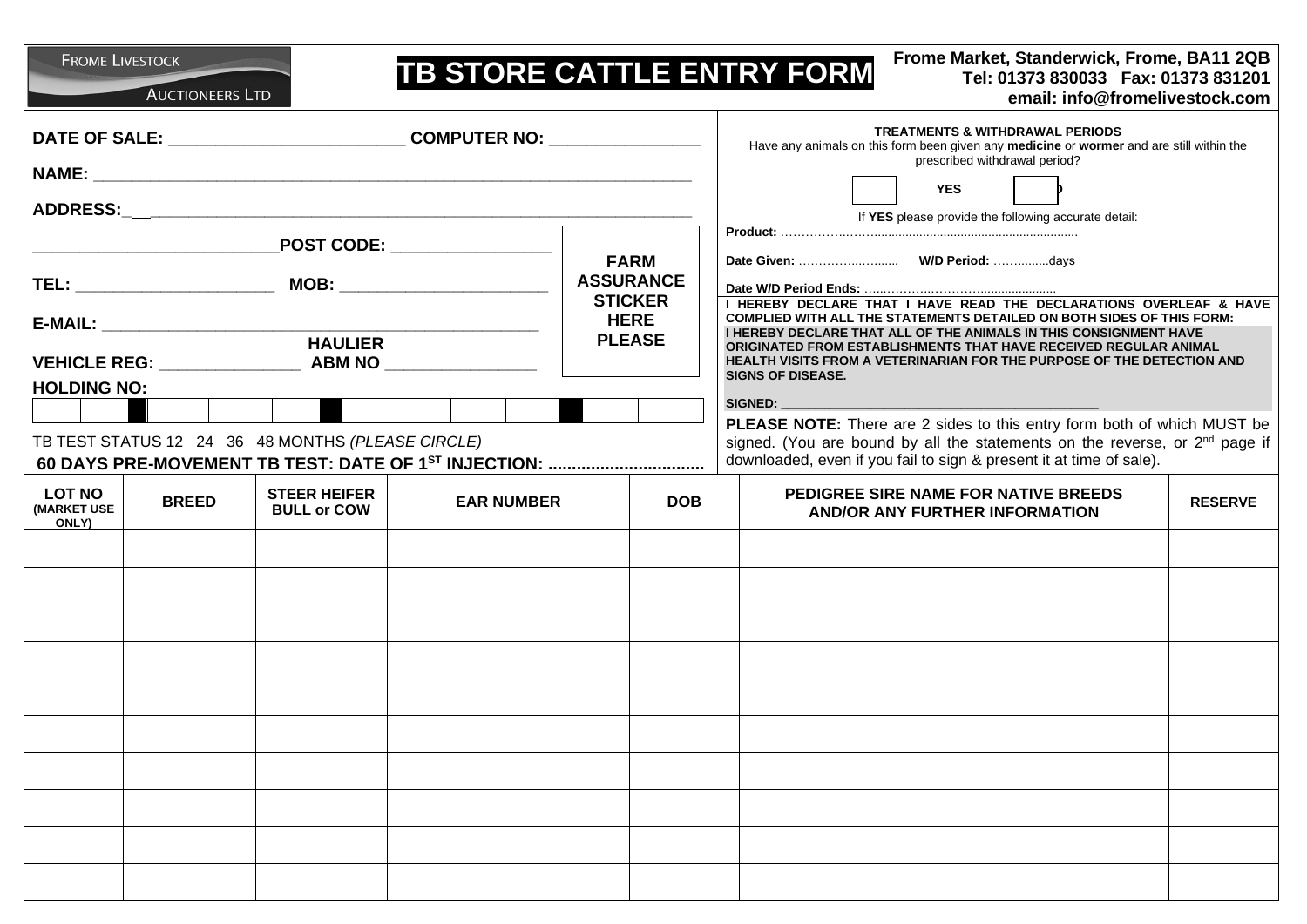FROME LIVESTOCK AUCTIONEERS LTD

# TB STORE CATTLE ENTRY FORM

**Frome Market, Standerwick, Frome, BA11 2QB**
**Tel: 01373 830033 Fax: 01373 831201**
**email: info@fromelivestock.com**

**DATE OF SALE:** ________________________ **COMPUTER NO:** ________________

**NAME:** ______________________________________________________________

**ADDRESS:** ____________________________________________________________

____________________________ **POST CODE:** _________________

**TEL:** ______________________ **MOB:** _______________________

**E-MAIL:** _______________________________________________

**HAULIER**

**VEHICLE REG:** _______________ **ABM NO** ________________

**HOLDING NO:**

| | | | | | | | | | | | | |
|---|---|---|---|---|---|---|---|---|---|---|---|---|
| | | ■ | | | ■ | | | | | ■ | | |

**FARM ASSURANCE STICKER HERE PLEASE**

TB TEST STATUS 12 24 36 48 MONTHS *(PLEASE CIRCLE)*

**60 DAYS PRE-MOVEMENT TB TEST: DATE OF 1ST INJECTION: .................................**

**TREATMENTS & WITHDRAWAL PERIODS**

Have any animals on this form been given any **medicine** or **wormer** and are still within the prescribed withdrawal period?

☐ **YES** ☐ **NO**

If **YES** please provide the following accurate detail:

**Product:** ..................................................................................

**Date Given:** ........................ **W/D Period:** ..............days

**Date W/D Period Ends:** ................................................

**I HEREBY DECLARE THAT I HAVE READ THE DECLARATIONS OVERLEAF & HAVE COMPLIED WITH ALL THE STATEMENTS DETAILED ON BOTH SIDES OF THIS FORM:**

**I HEREBY DECLARE THAT ALL OF THE ANIMALS IN THIS CONSIGNMENT HAVE ORIGINATED FROM ESTABLISHMENTS THAT HAVE RECEIVED REGULAR ANIMAL HEALTH VISITS FROM A VETERINARIAN FOR THE PURPOSE OF THE DETECTION AND SIGNS OF DISEASE.**

**SIGNED:** ____________________________________________

**PLEASE NOTE:** There are 2 sides to this entry form both of which MUST be signed. (You are bound by all the statements on the reverse, or 2nd page if downloaded, even if you fail to sign & present it at time of sale).

| LOT NO (MARKET USE ONLY) | BREED | STEER HEIFER BULL or COW | EAR NUMBER | DOB | PEDIGREE SIRE NAME FOR NATIVE BREEDS AND/OR ANY FURTHER INFORMATION | RESERVE |
|---|---|---|---|---|---|---|
| | | | | | | |
| | | | | | | |
| | | | | | | |
| | | | | | | |
| | | | | | | |
| | | | | | | |
| | | | | | | |
| | | | | | | |
| | | | | | | |
| | | | | | | |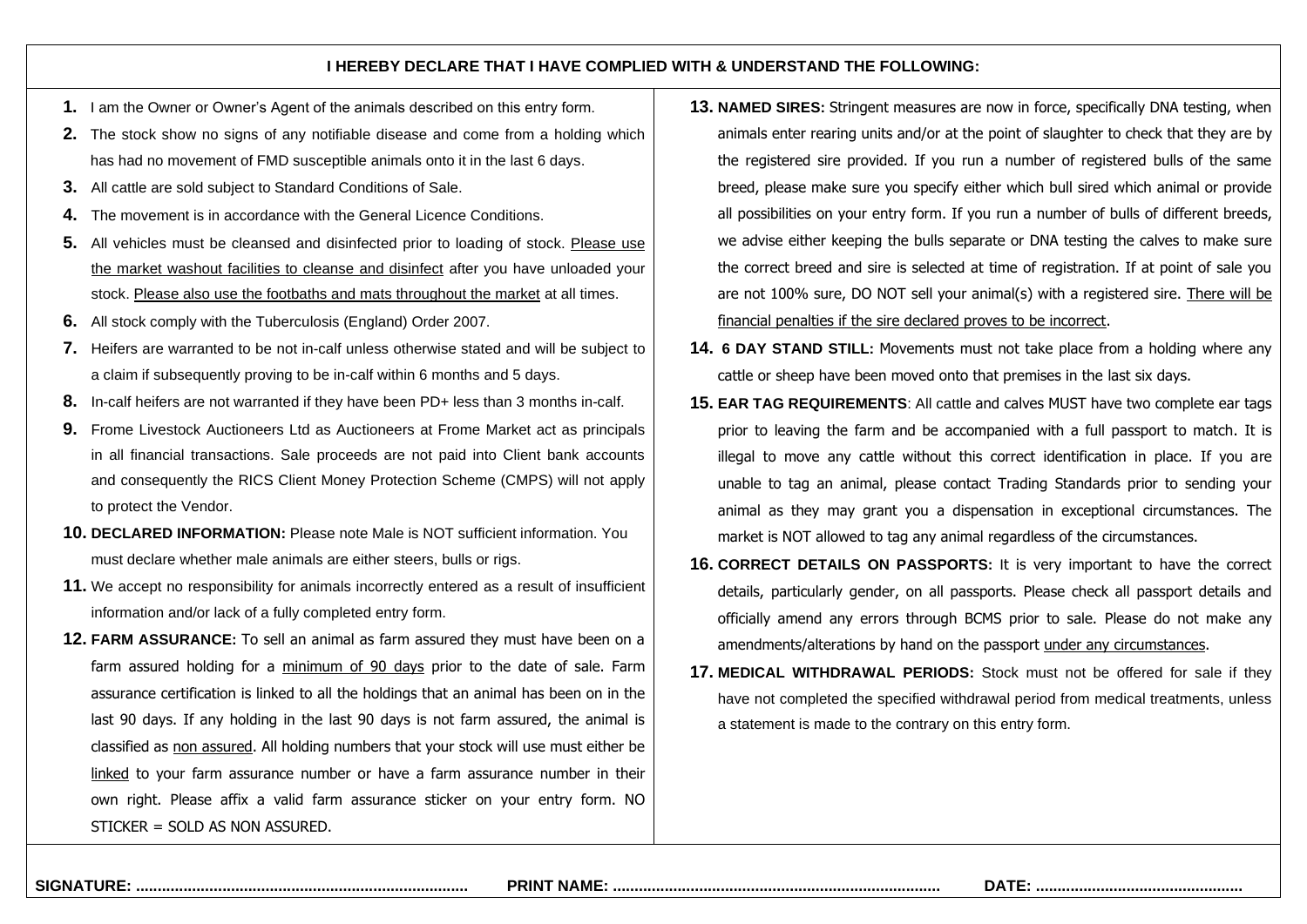**I HEREBY DECLARE THAT I HAVE COMPLIED WITH & UNDERSTAND THE FOLLOWING:**

1. I am the Owner or Owner's Agent of the animals described on this entry form.
2. The stock show no signs of any notifiable disease and come from a holding which has had no movement of FMD susceptible animals onto it in the last 6 days.
3. All cattle are sold subject to Standard Conditions of Sale.
4. The movement is in accordance with the General Licence Conditions.
5. All vehicles must be cleansed and disinfected prior to loading of stock. <u>Please use the market washout facilities to cleanse and disinfect</u> after you have unloaded your stock. <u>Please also use the footbaths and mats throughout the market</u> at all times.
6. All stock comply with the Tuberculosis (England) Order 2007.
7. Heifers are warranted to be not in-calf unless otherwise stated and will be subject to a claim if subsequently proving to be in-calf within 6 months and 5 days.
8. In-calf heifers are not warranted if they have been PD+ less than 3 months in-calf.
9. Frome Livestock Auctioneers Ltd as Auctioneers at Frome Market act as principals in all financial transactions. Sale proceeds are not paid into Client bank accounts and consequently the RICS Client Money Protection Scheme (CMPS) will not apply to protect the Vendor.
10. **DECLARED INFORMATION:** Please note Male is NOT sufficient information. You must declare whether male animals are either steers, bulls or rigs.
11. We accept no responsibility for animals incorrectly entered as a result of insufficient information and/or lack of a fully completed entry form.
12. **FARM ASSURANCE:** To sell an animal as farm assured they must have been on a farm assured holding for a <u>minimum of 90 days</u> prior to the date of sale. Farm assurance certification is linked to all the holdings that an animal has been on in the last 90 days. If any holding in the last 90 days is not farm assured, the animal is classified as <u>non assured</u>. All holding numbers that your stock will use must either be <u>linked</u> to your farm assurance number or have a farm assurance number in their own right. Please affix a valid farm assurance sticker on your entry form. NO STICKER = SOLD AS NON ASSURED.
13. **NAMED SIRES:** Stringent measures are now in force, specifically DNA testing, when animals enter rearing units and/or at the point of slaughter to check that they are by the registered sire provided. If you run a number of registered bulls of the same breed, please make sure you specify either which bull sired which animal or provide all possibilities on your entry form. If you run a number of bulls of different breeds, we advise either keeping the bulls separate or DNA testing the calves to make sure the correct breed and sire is selected at time of registration. If at point of sale you are not 100% sure, DO NOT sell your animal(s) with a registered sire. <u>There will be financial penalties if the sire declared proves to be incorrect</u>.
14. **6 DAY STAND STILL:** Movements must not take place from a holding where any cattle or sheep have been moved onto that premises in the last six days.
15. **EAR TAG REQUIREMENTS**: All cattle and calves MUST have two complete ear tags prior to leaving the farm and be accompanied with a full passport to match. It is illegal to move any cattle without this correct identification in place. If you are unable to tag an animal, please contact Trading Standards prior to sending your animal as they may grant you a dispensation in exceptional circumstances. The market is NOT allowed to tag any animal regardless of the circumstances.
16. **CORRECT DETAILS ON PASSPORTS:** It is very important to have the correct details, particularly gender, on all passports. Please check all passport details and officially amend any errors through BCMS prior to sale. Please do not make any amendments/alterations by hand on the passport <u>under any circumstances</u>.
17. **MEDICAL WITHDRAWAL PERIODS:** Stock must not be offered for sale if they have not completed the specified withdrawal period from medical treatments, unless a statement is made to the contrary on this entry form.

**SIGNATURE:** ............................................................................ **PRINT NAME:** ........................................................................... **DATE:** ...............................................